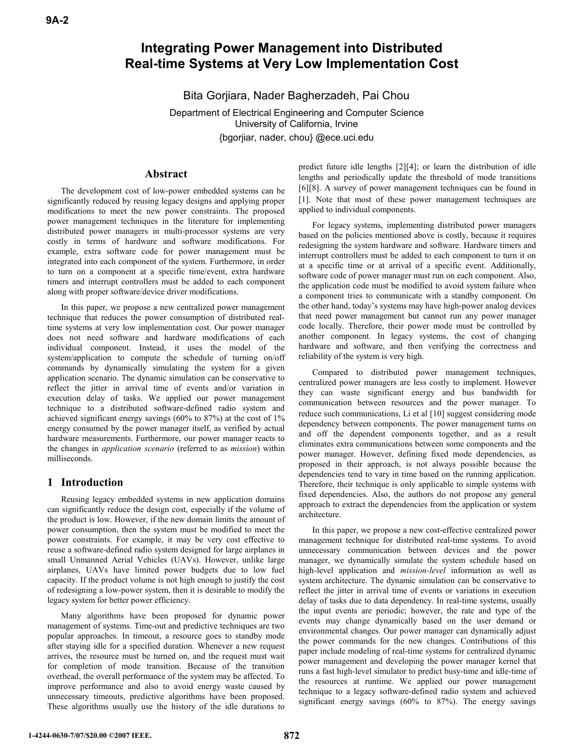# Integrating Power Management into Distributed Real-time Systems at Very Low Implementation Cost

Bita Gorjiara, Nader Bagherzadeh, Pai Chou

Department of Electrical Engineering and Computer Science
University of California, Irvine
{bgorjiar, nader, chou} @ece.uci.edu

## Abstract

The development cost of low-power embedded systems can be significantly reduced by reusing legacy designs and applying proper modifications to meet the new power constraints. The proposed power management techniques in the literature for implementing distributed power managers in multi-processor systems are very costly in terms of hardware and software modifications. For example, extra software code for power management must be integrated into each component of the system. Furthermore, in order to turn on a component at a specific time/event, extra hardware timers and interrupt controllers must be added to each component along with proper software/device driver modifications.

In this paper, we propose a new centralized power management technique that reduces the power consumption of distributed real-time systems at very low implementation cost. Our power manager does not need software and hardware modifications of each individual component. Instead, it uses the model of the system/application to compute the schedule of turning on/off commands by dynamically simulating the system for a given application scenario. The dynamic simulation can be conservative to reflect the jitter in arrival time of events and/or variation in execution delay of tasks. We applied our power management technique to a distributed software-defined radio system and achieved significant energy savings (60% to 87%) at the cost of 1% energy consumed by the power manager itself, as verified by actual hardware measurements. Furthermore, our power manager reacts to the changes in *application scenario* (referred to as *mission*) within milliseconds.

## 1 Introduction

Reusing legacy embedded systems in new application domains can significantly reduce the design cost, especially if the volume of the product is low. However, if the new domain limits the amount of power consumption, then the system must be modified to meet the power constraints. For example, it may be very cost effective to reuse a software-defined radio system designed for large airplanes in small Unmanned Aerial Vehicles (UAVs). However, unlike large airplanes, UAVs have limited power budgets due to low fuel capacity. If the product volume is not high enough to justify the cost of redesigning a low-power system, then it is desirable to modify the legacy system for better power efficiency.

Many algorithms have been proposed for dynamic power management of systems. Time-out and predictive techniques are two popular approaches. In timeout, a resource goes to standby mode after staying idle for a specified duration. Whenever a new request arrives, the resource must be turned on, and the request must wait for completion of mode transition. Because of the transition overhead, the overall performance of the system may be affected. To improve performance and also to avoid energy waste caused by unnecessary timeouts, predictive algorithms have been proposed. These algorithms usually use the history of the idle durations to predict future idle lengths [2][4]; or learn the distribution of idle lengths and periodically update the threshold of mode transitions [6][8]. A survey of power management techniques can be found in [1]. Note that most of these power management techniques are applied to individual components.

For legacy systems, implementing distributed power managers based on the policies mentioned above is costly, because it requires redesigning the system hardware and software. Hardware timers and interrupt controllers must be added to each component to turn it on at a specific time or at arrival of a specific event. Additionally, software code of power manager must run on each component. Also, the application code must be modified to avoid system failure when a component tries to communicate with a standby component. On the other hand, today's systems may have high-power analog devices that need power management but cannot run any power manager code locally. Therefore, their power mode must be controlled by another component. In legacy systems, the cost of changing hardware and software, and then verifying the correctness and reliability of the system is very high.

Compared to distributed power management techniques, centralized power managers are less costly to implement. However they can waste significant energy and bus bandwidth for communication between resources and the power manager. To reduce such communications, Li et al [10] suggest considering mode dependency between components. The power management turns on and off the dependent components together, and as a result eliminates extra communications between some components and the power manager. However, defining fixed mode dependencies, as proposed in their approach, is not always possible because the dependencies tend to vary in time based on the running application. Therefore, their technique is only applicable to simple systems with fixed dependencies. Also, the authors do not propose any general approach to extract the dependencies from the application or system architecture.

In this paper, we propose a new cost-effective centralized power management technique for distributed real-time systems. To avoid unnecessary communication between devices and the power manager, we dynamically simulate the system schedule based on high-level application and *mission-level* information as well as system architecture. The dynamic simulation can be conservative to reflect the jitter in arrival time of events or variations in execution delay of tasks due to data dependency. In real-time systems, usually the input events are periodic; however, the rate and type of the events may change dynamically based on the user demand or environmental changes. Our power manager can dynamically adjust the power commands for the new changes. Contributions of this paper include modeling of real-time systems for centralized dynamic power management and developing the power manager kernel that runs a fast high-level simulator to predict busy-time and idle-time of the resources at runtime. We applied our power management technique to a legacy software-defined radio system and achieved significant energy savings (60% to 87%). The energy savings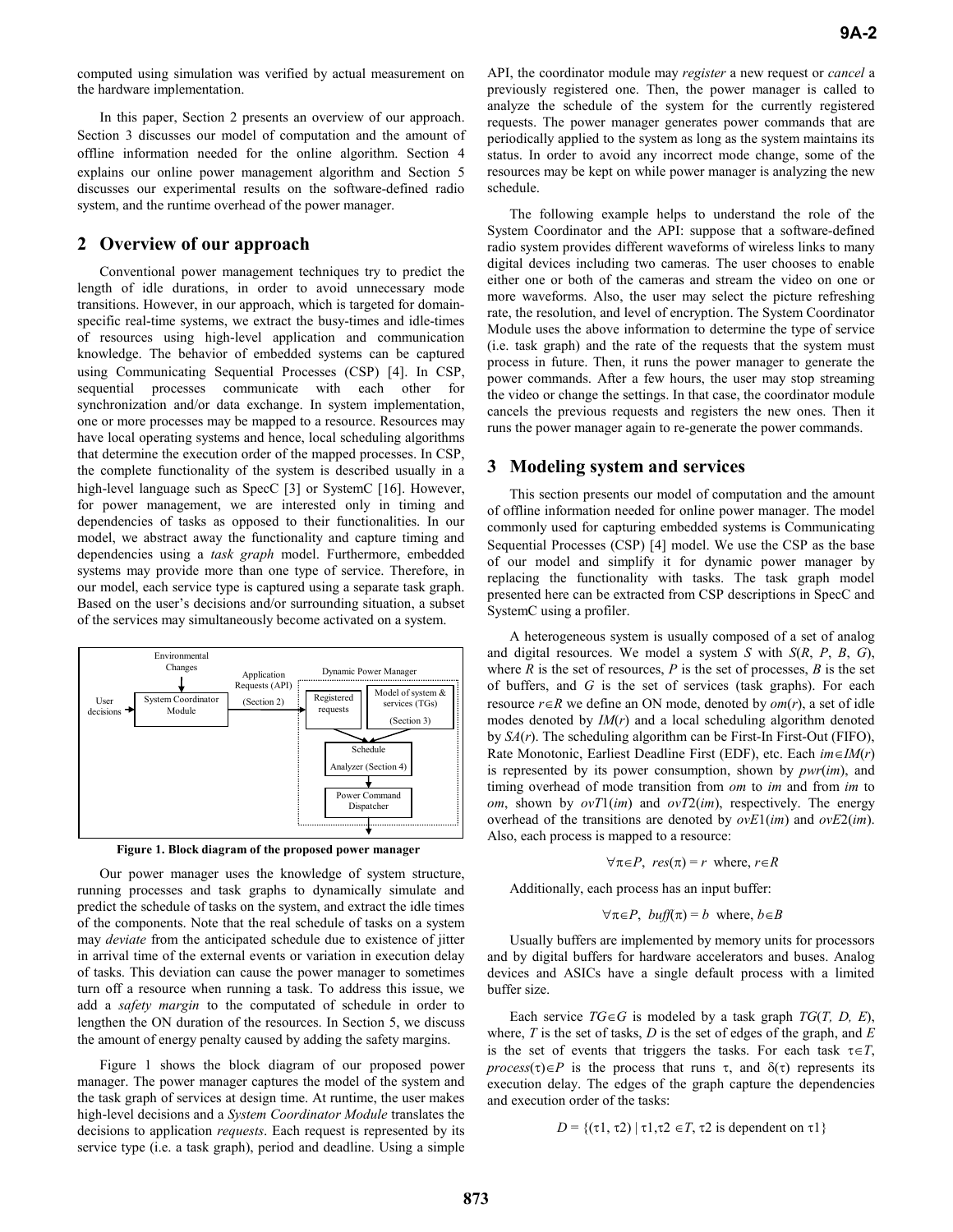computed using simulation was verified by actual measurement on the hardware implementation.

In this paper, Section 2 presents an overview of our approach. Section 3 discusses our model of computation and the amount of offline information needed for the online algorithm. Section 4 explains our online power management algorithm and Section 5 discusses our experimental results on the software-defined radio system, and the runtime overhead of the power manager.

## 2 Overview of our approach

Conventional power management techniques try to predict the length of idle durations, in order to avoid unnecessary mode transitions. However, in our approach, which is targeted for domain-specific real-time systems, we extract the busy-times and idle-times of resources using high-level application and communication knowledge. The behavior of embedded systems can be captured using Communicating Sequential Processes (CSP) [4]. In CSP, sequential processes communicate with each other for synchronization and/or data exchange. In system implementation, one or more processes may be mapped to a resource. Resources may have local operating systems and hence, local scheduling algorithms that determine the execution order of the mapped processes. In CSP, the complete functionality of the system is described usually in a high-level language such as SpecC [3] or SystemC [16]. However, for power management, we are interested only in timing and dependencies of tasks as opposed to their functionalities. In our model, we abstract away the functionality and capture timing and dependencies using a *task graph* model. Furthermore, embedded systems may provide more than one type of service. Therefore, in our model, each service type is captured using a separate task graph. Based on the user's decisions and/or surrounding situation, a subset of the services may simultaneously become activated on a system.

Environmental Changes
User decisions
System Coordinator Module
Application Requests (API) (Section 2)
Dynamic Power Manager
Registered requests
Model of system & services (TGs) (Section 3)
Schedule Analyzer (Section 4)
Power Command Dispatcher

**Figure 1. Block diagram of the proposed power manager**

Our power manager uses the knowledge of system structure, running processes and task graphs to dynamically simulate and predict the schedule of tasks on the system, and extract the idle times of the components. Note that the real schedule of tasks on a system may *deviate* from the anticipated schedule due to existence of jitter in arrival time of the external events or variation in execution delay of tasks. This deviation can cause the power manager to sometimes turn off a resource when running a task. To address this issue, we add a *safety margin* to the computated of schedule in order to lengthen the ON duration of the resources. In Section 5, we discuss the amount of energy penalty caused by adding the safety margins.

Figure 1 shows the block diagram of our proposed power manager. The power manager captures the model of the system and the task graph of services at design time. At runtime, the user makes high-level decisions and a *System Coordinator Module* translates the decisions to application *requests*. Each request is represented by its service type (i.e. a task graph), period and deadline. Using a simple API, the coordinator module may *register* a new request or *cancel* a previously registered one. Then, the power manager is called to analyze the schedule of the system for the currently registered requests. The power manager generates power commands that are periodically applied to the system as long as the system maintains its status. In order to avoid any incorrect mode change, some of the resources may be kept on while power manager is analyzing the new schedule.

The following example helps to understand the role of the System Coordinator and the API: suppose that a software-defined radio system provides different waveforms of wireless links to many digital devices including two cameras. The user chooses to enable either one or both of the cameras and stream the video on one or more waveforms. Also, the user may select the picture refreshing rate, the resolution, and level of encryption. The System Coordinator Module uses the above information to determine the type of service (i.e. task graph) and the rate of the requests that the system must process in future. Then, it runs the power manager to generate the power commands. After a few hours, the user may stop streaming the video or change the settings. In that case, the coordinator module cancels the previous requests and registers the new ones. Then it runs the power manager again to re-generate the power commands.

## 3 Modeling system and services

This section presents our model of computation and the amount of offline information needed for online power manager. The model commonly used for capturing embedded systems is Communicating Sequential Processes (CSP) [4] model. We use the CSP as the base of our model and simplify it for dynamic power manager by replacing the functionality with tasks. The task graph model presented here can be extracted from CSP descriptions in SpecC and SystemC using a profiler.

A heterogeneous system is usually composed of a set of analog and digital resources. We model a system $S$ with $S(R, P, B, G)$, where $R$ is the set of resources, $P$ is the set of processes, $B$ is the set of buffers, and $G$ is the set of services (task graphs). For each resource $r \in R$ we define an ON mode, denoted by $om(r)$, a set of idle modes denoted by $IM(r)$ and a local scheduling algorithm denoted by $SA(r)$. The scheduling algorithm can be First-In First-Out (FIFO), Rate Monotonic, Earliest Deadline First (EDF), etc. Each $im \in IM(r)$ is represented by its power consumption, shown by $pwr(im)$, and timing overhead of mode transition from $om$ to $im$ and from $im$ to $om$, shown by $ovT1(im)$ and $ovT2(im)$, respectively. The energy overhead of the transitions are denoted by $ovE1(im)$ and $ovE2(im)$. Also, each process is mapped to a resource:

$$\forall \pi \in P,\ \ res(\pi) = r \ \text{ where, } r \in R$$

Additionally, each process has an input buffer:

$$\forall \pi \in P,\ \ buff(\pi) = b \ \text{ where, } b \in B$$

Usually buffers are implemented by memory units for processors and by digital buffers for hardware accelerators and buses. Analog devices and ASICs have a single default process with a limited buffer size.

Each service $TG \in G$ is modeled by a task graph $TG(T, D, E)$, where, $T$ is the set of tasks, $D$ is the set of edges of the graph, and $E$ is the set of events that triggers the tasks. For each task $\tau \in T$, $process(\tau) \in P$ is the process that runs $\tau$, and $\delta(\tau)$ represents its execution delay. The edges of the graph capture the dependencies and execution order of the tasks:

$$D = \{(\tau 1, \tau 2) \mid \tau 1, \tau 2 \in T, \tau 2 \text{ is dependent on } \tau 1\}$$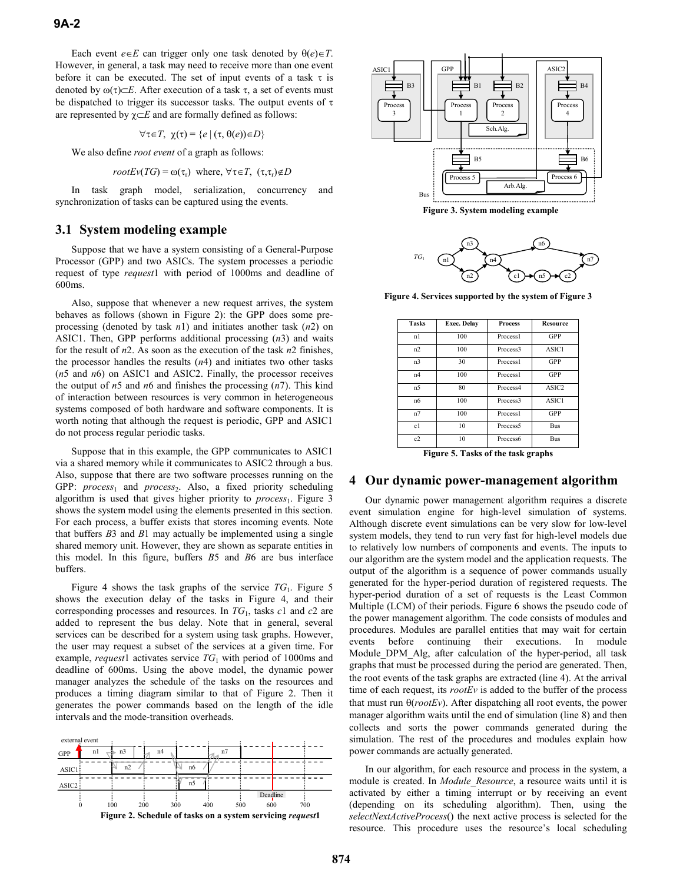Each event $e \in E$ can trigger only one task denoted by $\theta(e) \in T$. However, in general, a task may need to receive more than one event before it can be executed. The set of input events of a task $\tau$ is denoted by $\omega(\tau) \subset E$. After execution of a task $\tau$, a set of events must be dispatched to trigger its successor tasks. The output events of $\tau$ are represented by $\chi \subset E$ and are formally defined as follows:

$$\forall \tau \in T,\ \chi(\tau) = \{e \mid (\tau, \theta(e)) \in D\}$$

We also define *root event* of a graph as follows:

$$rootEv(TG) = \omega(\tau_r) \text{ where, } \forall \tau \in T,\ (\tau, \tau_r) \notin D$$

In task graph model, serialization, concurrency and synchronization of tasks can be captured using the events.

## 3.1 System modeling example

Suppose that we have a system consisting of a General-Purpose Processor (GPP) and two ASICs. The system processes a periodic request of type *request*1 with period of 1000ms and deadline of 600ms.

Also, suppose that whenever a new request arrives, the system behaves as follows (shown in Figure 2): the GPP does some pre-processing (denoted by task *n*1) and initiates another task (*n*2) on ASIC1. Then, GPP performs additional processing (*n*3) and waits for the result of *n*2. As soon as the execution of the task *n*2 finishes, the processor handles the results (*n*4) and initiates two other tasks (*n*5 and *n*6) on ASIC1 and ASIC2. Finally, the processor receives the output of *n*5 and *n*6 and finishes the processing (*n*7). This kind of interaction between resources is very common in heterogeneous systems composed of both hardware and software components. It is worth noting that although the request is periodic, GPP and ASIC1 do not process regular periodic tasks.

Suppose that in this example, the GPP communicates to ASIC1 via a shared memory while it communicates to ASIC2 through a bus. Also, suppose that there are two software processes running on the GPP: $process_1$ and $process_2$. Also, a fixed priority scheduling algorithm is used that gives higher priority to $process_1$. Figure 3 shows the system model using the elements presented in this section. For each process, a buffer exists that stores incoming events. Note that buffers *B*3 and *B*1 may actually be implemented using a single shared memory unit. However, they are shown as separate entities in this model. In this figure, buffers *B*5 and *B*6 are bus interface buffers.

Figure 4 shows the task graphs of the service $TG_1$. Figure 5 shows the execution delay of the tasks in Figure 4, and their corresponding processes and resources. In $TG_1$, tasks *c*1 and *c*2 are added to represent the bus delay. Note that in general, several services can be described for a system using task graphs. However, the user may request a subset of the services at a given time. For example, *request*1 activates service $TG_1$ with period of 1000ms and deadline of 600ms. Using the above model, the dynamic power manager analyzes the schedule of the tasks on the resources and produces a timing diagram similar to that of Figure 2. Then it generates the power commands based on the length of the idle intervals and the mode-transition overheads.

**Figure 2. Schedule of tasks on a system servicing *request*1**

**Figure 3. System modeling example**

**Figure 4. Services supported by the system of Figure 3**

| Tasks | Exec. Delay | Process | Resource |
|---|---|---|---|
| n1 | 100 | Process1 | GPP |
| n2 | 100 | Process3 | ASIC1 |
| n3 | 30 | Process1 | GPP |
| n4 | 100 | Process1 | GPP |
| n5 | 80 | Process4 | ASIC2 |
| n6 | 100 | Process3 | ASIC1 |
| n7 | 100 | Process1 | GPP |
| c1 | 10 | Process5 | Bus |
| c2 | 10 | Process6 | Bus |

**Figure 5. Tasks of the task graphs**

## 4 Our dynamic power-management algorithm

Our dynamic power management algorithm requires a discrete event simulation engine for high-level simulation of systems. Although discrete event simulations can be very slow for low-level system models, they tend to run very fast for high-level models due to relatively low numbers of components and events. The inputs to our algorithm are the system model and the application requests. The output of the algorithm is a sequence of power commands usually generated for the hyper-period duration of registered requests. The hyper-period duration of a set of requests is the Least Common Multiple (LCM) of their periods. Figure 6 shows the pseudo code of the power management algorithm. The code consists of modules and procedures. Modules are parallel entities that may wait for certain events before continuing their executions. In module Module_DPM_Alg, after calculation of the hyper-period, all task graphs that must be processed during the period are generated. Then, the root events of the task graphs are extracted (line 4). At the arrival time of each request, its *rootEv* is added to the buffer of the process that must run $\theta(rootEv)$. After dispatching all root events, the power manager algorithm waits until the end of simulation (line 8) and then collects and sorts the power commands generated during the simulation. The rest of the procedures and modules explain how power commands are actually generated.

In our algorithm, for each resource and process in the system, a module is created. In *Module_Resource*, a resource waits until it is activated by either a timing interrupt or by receiving an event (depending on its scheduling algorithm). Then, using the *selectNextActiveProcess*() the next active process is selected for the resource. This procedure uses the resource's local scheduling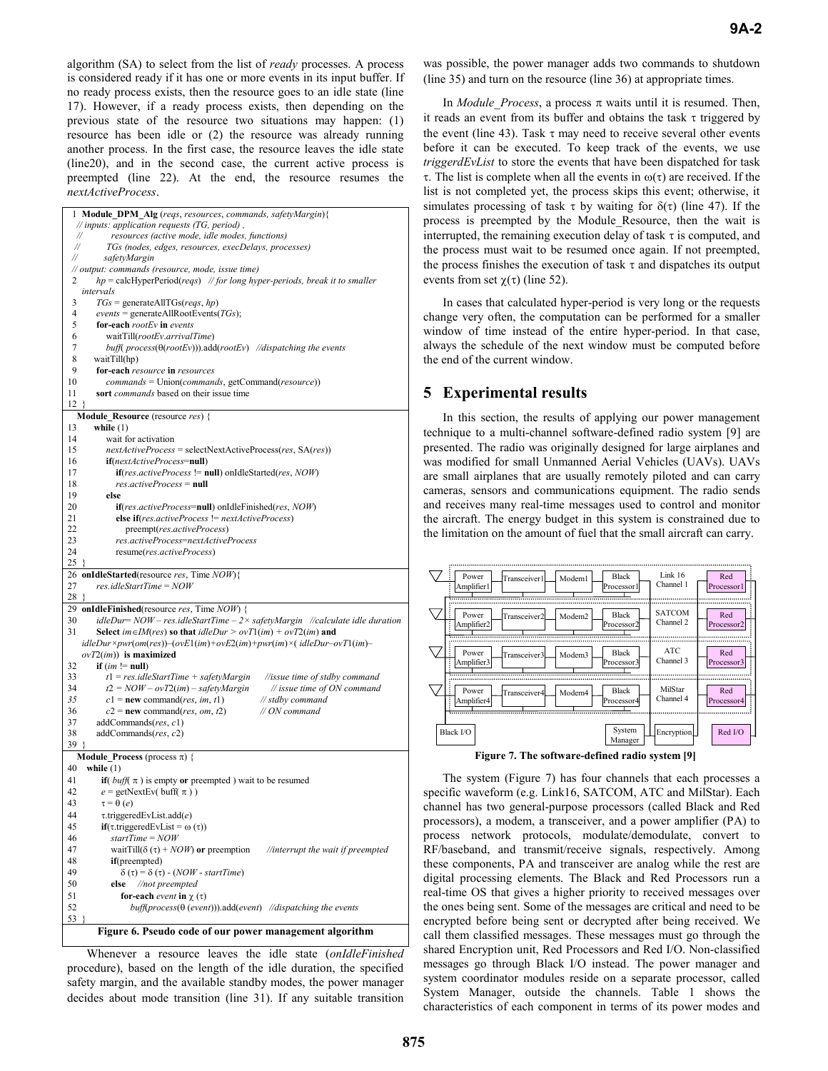algorithm (SA) to select from the list of *ready* processes. A process is considered ready if it has one or more events in its input buffer. If no ready process exists, then the resource goes to an idle state (line 17). However, if a ready process exists, then depending on the previous state of the resource two situations may happen: (1) resource has been idle or (2) the resource was already running another process. In the first case, the resource leaves the idle state (line20), and in the second case, the current active process is preempted (line 22). At the end, the resource resumes the *nextActiveProcess*.

```
1  Module_DPM_Alg (reqs, resources, commands, safetyMargin){
   // inputs: application requests (TG, period) ,
   //         resources (active mode, idle modes, functions)
   //         TGs (nodes, edges, resources, execDelays, processes)
   //         safetyMargin
   // output: commands (resource, mode, issue time)
2     hp = calcHyperPeriod(reqs)  // for long hyper-periods, break it to smaller intervals
3     TGs = generateAllTGs(reqs, hp)
4     events = generateAllRootEvents(TGs);
5     for-each rootEv in events
6        waitTill(rootEv.arrivalTime)
7        buff( process(θ(rootEv))).add(rootEv)  //dispatching the events
8     waitTill(hp)
9     for-each resource in resources
10       commands = Union(commands, getCommand(resource))
11    sort commands based on their issue time
12 }
   Module_Resource (resource res) {
13    while (1)
14       wait for activation
15       nextActiveProcess = selectNextActiveProcess(res, SA(res))
16       if(nextActiveProcess=null)
17          if(res.activeProcess != null) onIdleStarted(res, NOW)
18          res.activeProcess = null
19       else
20          if(res.activeProcess=null) onIdleFinished(res, NOW)
21          else if(res.activeProcess != nextActiveProcess)
22             preempt(res.activeProcess)
23          res.activeProcess=nextActiveProcess
24          resume(res.activeProcess)
25 }
26 onIdleStarted(resource res, Time NOW){
27    res.idleStartTime = NOW
28 }
29 onIdleFinished(resource res, Time NOW) {
30    idleDur= NOW – res.idleStartTime – 2× safetyMargin  //calculate idle duration
31    Select im∈IM(res) so that idleDur > ovT1(im) + ovT2(im) and
      idleDur×pwr(om(res))–(ovE1(im)+ovE2(im)+pwr(im)×( idleDur–ovT1(im)–
      ovT2(im)) is maximized
32    if (im != null)
33       t1 = res.idleStartTime + safetyMargin     //issue time of stdby command
34       t2 = NOW – ovT2(im) – safetyMargin        // issue time of ON command
35       c1 = new command(res, im, t1)             // stdby command
36       c2 = new command(res, om, t2)             // ON command
37       addCommands(res, c1)
38       addCommands(res, c2)
39 }
   Module_Process (process π) {
40    while (1)
41       if( buff( π ) is empty or preempted ) wait to be resumed
42       e = getNextEv( buff( π ) )
43       τ = θ (e)
44       τ.triggeredEvList.add(e)
45       if(τ.triggeredEvList = ω (τ))
46          startTime = NOW
47          waitTill(δ (τ) + NOW) or preemption    //interrupt the wait if preempted
48          if(preempted)
49             δ (τ) = δ (τ) - (NOW - startTime)
50          else    //not preempted
51             for-each event in χ (τ)
52                buff(process(θ (event))).add(event)  //dispatching the events
53 }
```

**Figure 6. Pseudo code of our power management algorithm**

Whenever a resource leaves the idle state (*onIdleFinished* procedure), based on the length of the idle duration, the specified safety margin, and the available standby modes, the power manager decides about mode transition (line 31). If any suitable transition was possible, the power manager adds two commands to shutdown (line 35) and turn on the resource (line 36) at appropriate times.

In *Module_Process*, a process $\pi$ waits until it is resumed. Then, it reads an event from its buffer and obtains the task $\tau$ triggered by the event (line 43). Task $\tau$ may need to receive several other events before it can be executed. To keep track of the events, we use *triggerdEvList* to store the events that have been dispatched for task $\tau$. The list is complete when all the events in $\omega(\tau)$ are received. If the list is not completed yet, the process skips this event; otherwise, it simulates processing of task $\tau$ by waiting for $\delta(\tau)$ (line 47). If the process is preempted by the Module_Resource, then the wait is interrupted, the remaining execution delay of task $\tau$ is computed, and the process must wait to be resumed once again. If not preempted, the process finishes the execution of task $\tau$ and dispatches its output events from set $\chi(\tau)$ (line 52).

In cases that calculated hyper-period is very long or the requests change very often, the computation can be performed for a smaller window of time instead of the entire hyper-period. In that case, always the schedule of the next window must be computed before the end of the current window.

## 5 Experimental results

In this section, the results of applying our power management technique to a multi-channel software-defined radio system [9] are presented. The radio was originally designed for large airplanes and was modified for small Unmanned Aerial Vehicles (UAVs). UAVs are small airplanes that are usually remotely piloted and can carry cameras, sensors and communications equipment. The radio sends and receives many real-time messages used to control and monitor the aircraft. The energy budget in this system is constrained due to the limitation on the amount of fuel that the small aircraft can carry.

**Figure 7. The software-defined radio system [9]**

The system (Figure 7) has four channels that each processes a specific waveform (e.g. Link16, SATCOM, ATC and MilStar). Each channel has two general-purpose processors (called Black and Red processors), a modem, a transceiver, and a power amplifier (PA) to process network protocols, modulate/demodulate, convert to RF/baseband, and transmit/receive signals, respectively. Among these components, PA and transceiver are analog while the rest are digital processing elements. The Black and Red Processors run a real-time OS that gives a higher priority to received messages over the ones being sent. Some of the messages are critical and need to be encrypted before being sent or decrypted after being received. We call them classified messages. These messages must go through the shared Encryption unit, Red Processors and Red I/O. Non-classified messages go through Black I/O instead. The power manager and system coordinator modules reside on a separate processor, called System Manager, outside the channels. Table 1 shows the characteristics of each component in terms of its power modes and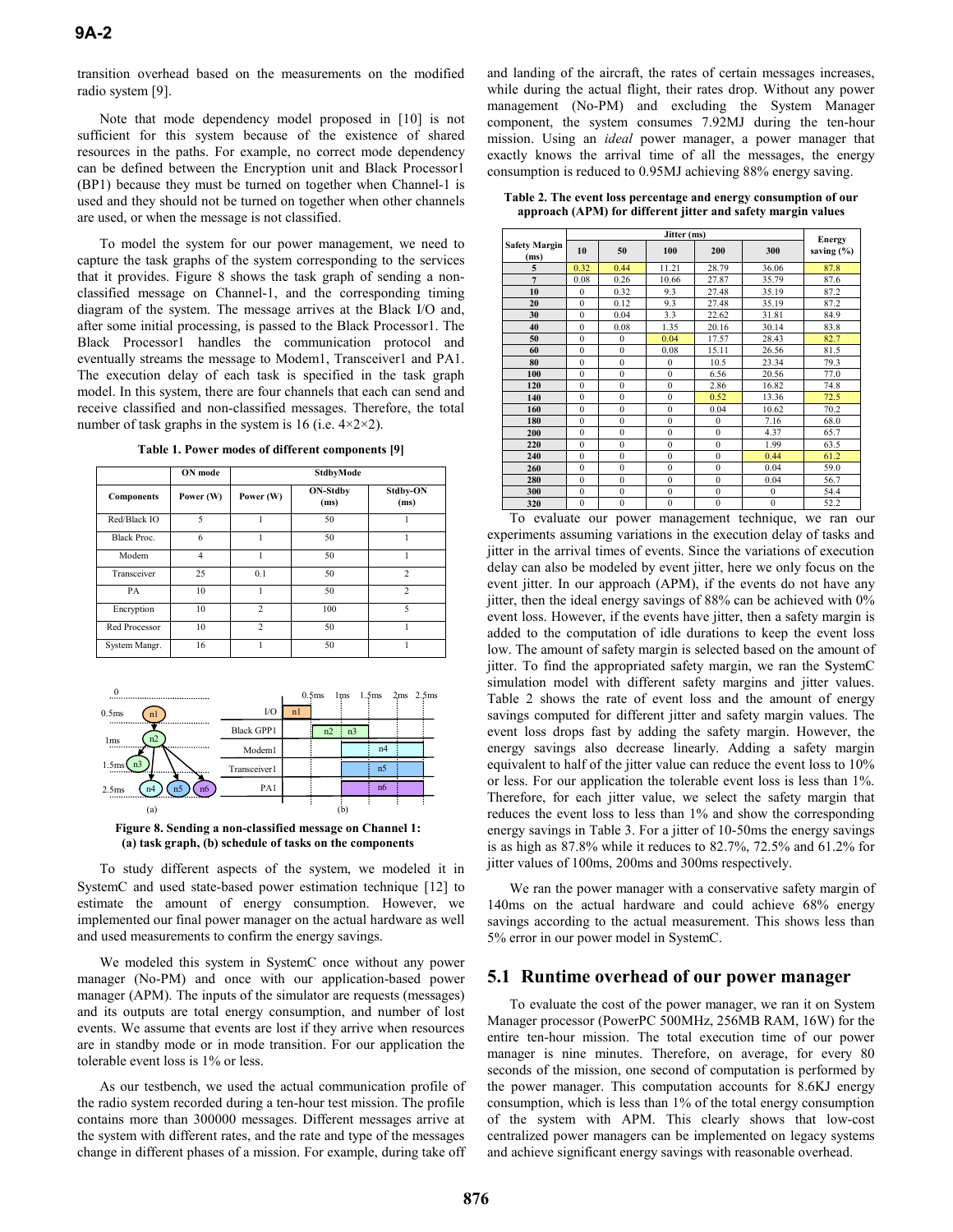transition overhead based on the measurements on the modified radio system [9].

Note that mode dependency model proposed in [10] is not sufficient for this system because of the existence of shared resources in the paths. For example, no correct mode dependency can be defined between the Encryption unit and Black Processor1 (BP1) because they must be turned on together when Channel-1 is used and they should not be turned on together when other channels are used, or when the message is not classified.

To model the system for our power management, we need to capture the task graphs of the system corresponding to the services that it provides. Figure 8 shows the task graph of sending a non-classified message on Channel-1, and the corresponding timing diagram of the system. The message arrives at the Black I/O and, after some initial processing, is passed to the Black Processor1. The Black Processor1 handles the communication protocol and eventually streams the message to Modem1, Transceiver1 and PA1. The execution delay of each task is specified in the task graph model. In this system, there are four channels that each can send and receive classified and non-classified messages. Therefore, the total number of task graphs in the system is 16 (i.e. 4×2×2).

**Table 1. Power modes of different components [9]**

| | ON mode | StdbyMode | | |
|---|---|---|---|---|
| Components | Power (W) | Power (W) | ON-Stdby (ms) | Stdby-ON (ms) |
| Red/Black IO | 5 | 1 | 50 | 1 |
| Black Proc. | 6 | 1 | 50 | 1 |
| Modem | 4 | 1 | 50 | 1 |
| Transceiver | 25 | 0.1 | 50 | 2 |
| PA | 10 | 1 | 50 | 2 |
| Encryption | 10 | 2 | 100 | 5 |
| Red Processor | 10 | 2 | 50 | 1 |
| System Mangr. | 16 | 1 | 50 | 1 |

**Figure 8. Sending a non-classified message on Channel 1: (a) task graph, (b) schedule of tasks on the components**

To study different aspects of the system, we modeled it in SystemC and used state-based power estimation technique [12] to estimate the amount of energy consumption. However, we implemented our final power manager on the actual hardware as well and used measurements to confirm the energy savings.

We modeled this system in SystemC once without any power manager (No-PM) and once with our application-based power manager (APM). The inputs of the simulator are requests (messages) and its outputs are total energy consumption, and number of lost events. We assume that events are lost if they arrive when resources are in standby mode or in mode transition. For our application the tolerable event loss is 1% or less.

As our testbench, we used the actual communication profile of the radio system recorded during a ten-hour test mission. The profile contains more than 300000 messages. Different messages arrive at the system with different rates, and the rate and type of the messages change in different phases of a mission. For example, during take off and landing of the aircraft, the rates of certain messages increases, while during the actual flight, their rates drop. Without any power management (No-PM) and excluding the System Manager component, the system consumes 7.92MJ during the ten-hour mission. Using an *ideal* power manager, a power manager that exactly knows the arrival time of all the messages, the energy consumption is reduced to 0.95MJ achieving 88% energy saving.

**Table 2. The event loss percentage and energy consumption of our approach (APM) for different jitter and safety margin values**

| Safety Margin (ms) | Jitter (ms) | | | | | Energy saving (%) |
|---|---|---|---|---|---|---|
| | 10 | 50 | 100 | 200 | 300 | |
| 5 | 0.32 | 0.44 | 11.21 | 28.79 | 36.06 | 87.8 |
| 7 | 0.08 | 0.26 | 10.66 | 27.87 | 35.79 | 87.6 |
| 10 | 0 | 0.32 | 9.3 | 27.48 | 35.19 | 87.2 |
| 20 | 0 | 0.12 | 9.3 | 27.48 | 35.19 | 87.2 |
| 30 | 0 | 0.04 | 3.3 | 22.62 | 31.81 | 84.9 |
| 40 | 0 | 0.08 | 1.35 | 20.16 | 30.14 | 83.8 |
| 50 | 0 | 0 | 0.04 | 17.57 | 28.43 | 82.7 |
| 60 | 0 | 0 | 0.08 | 15.11 | 26.56 | 81.5 |
| 80 | 0 | 0 | 0 | 10.5 | 23.34 | 79.3 |
| 100 | 0 | 0 | 0 | 6.56 | 20.56 | 77.0 |
| 120 | 0 | 0 | 0 | 2.86 | 16.82 | 74.8 |
| 140 | 0 | 0 | 0 | 0.52 | 13.36 | 72.5 |
| 160 | 0 | 0 | 0 | 0.04 | 10.62 | 70.2 |
| 180 | 0 | 0 | 0 | 0 | 7.16 | 68.0 |
| 200 | 0 | 0 | 0 | 0 | 4.37 | 65.7 |
| 220 | 0 | 0 | 0 | 0 | 1.99 | 63.5 |
| 240 | 0 | 0 | 0 | 0 | 0.44 | 61.2 |
| 260 | 0 | 0 | 0 | 0 | 0.04 | 59.0 |
| 280 | 0 | 0 | 0 | 0 | 0.04 | 56.7 |
| 300 | 0 | 0 | 0 | 0 | 0 | 54.4 |
| 320 | 0 | 0 | 0 | 0 | 0 | 52.2 |

To evaluate our power management technique, we ran our experiments assuming variations in the execution delay of tasks and jitter in the arrival times of events. Since the variations of execution delay can also be modeled by event jitter, here we only focus on the event jitter. In our approach (APM), if the events do not have any jitter, then the ideal energy savings of 88% can be achieved with 0% event loss. However, if the events have jitter, then a safety margin is added to the computation of idle durations to keep the event loss low. The amount of safety margin is selected based on the amount of jitter. To find the appropriated safety margin, we ran the SystemC simulation model with different safety margins and jitter values. Table 2 shows the rate of event loss and the amount of energy savings computed for different jitter and safety margin values. The event loss drops fast by adding the safety margin. However, the energy savings also decrease linearly. Adding a safety margin equivalent to half of the jitter value can reduce the event loss to 10% or less. For our application the tolerable event loss is less than 1%. Therefore, for each jitter value, we select the safety margin that reduces the event loss to less than 1% and show the corresponding energy savings in Table 3. For a jitter of 10-50ms the energy savings is as high as 87.8% while it reduces to 82.7%, 72.5% and 61.2% for jitter values of 100ms, 200ms and 300ms respectively.

We ran the power manager with a conservative safety margin of 140ms on the actual hardware and could achieve 68% energy savings according to the actual measurement. This shows less than 5% error in our power model in SystemC.

## 5.1 Runtime overhead of our power manager

To evaluate the cost of the power manager, we ran it on System Manager processor (PowerPC 500MHz, 256MB RAM, 16W) for the entire ten-hour mission. The total execution time of our power manager is nine minutes. Therefore, on average, for every 80 seconds of the mission, one second of computation is performed by the power manager. This computation accounts for 8.6KJ energy consumption, which is less than 1% of the total energy consumption of the system with APM. This clearly shows that low-cost centralized power managers can be implemented on legacy systems and achieve significant energy savings with reasonable overhead.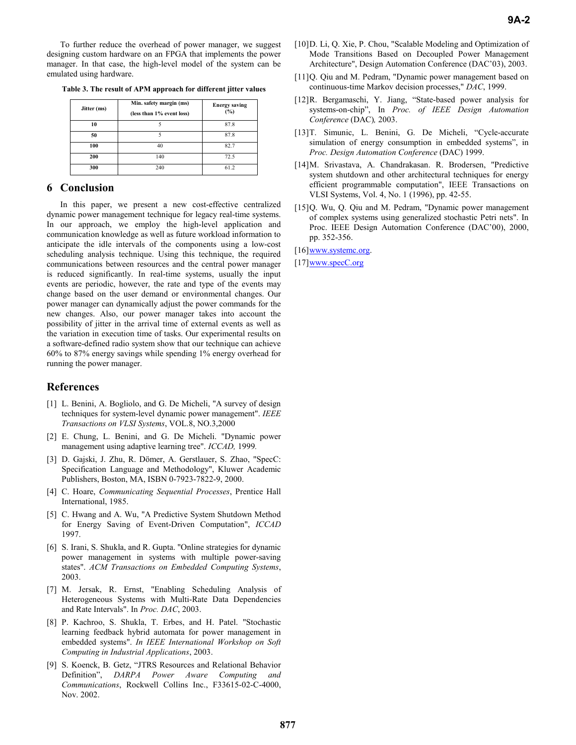To further reduce the overhead of power manager, we suggest designing custom hardware on an FPGA that implements the power manager. In that case, the high-level model of the system can be emulated using hardware.

**Table 3. The result of APM approach for different jitter values**

| Jitter (ms) | Min. safety margin (ms) (less than 1% event loss) | Energy saving (%) |
|---|---|---|
| 10 | 5 | 87.8 |
| 50 | 5 | 87.8 |
| 100 | 40 | 82.7 |
| 200 | 140 | 72.5 |
| 300 | 240 | 61.2 |

# 6 Conclusion

In this paper, we present a new cost-effective centralized dynamic power management technique for legacy real-time systems. In our approach, we employ the high-level application and communication knowledge as well as future workload information to anticipate the idle intervals of the components using a low-cost scheduling analysis technique. Using this technique, the required communications between resources and the central power manager is reduced significantly. In real-time systems, usually the input events are periodic, however, the rate and type of the events may change based on the user demand or environmental changes. Our power manager can dynamically adjust the power commands for the new changes. Also, our power manager takes into account the possibility of jitter in the arrival time of external events as well as the variation in execution time of tasks. Our experimental results on a software-defined radio system show that our technique can achieve 60% to 87% energy savings while spending 1% energy overhead for running the power manager.

# References

[1] L. Benini, A. Bogliolo, and G. De Micheli, "A survey of design techniques for system-level dynamic power management". *IEEE Transactions on VLSI Systems*, VOL.8, NO.3,2000

[2] E. Chung, L. Benini, and G. De Micheli. "Dynamic power management using adaptive learning tree". *ICCAD, 1999.*

[3] D. Gajski, J. Zhu, R. Dömer, A. Gerstlauer, S. Zhao, "SpecC: Specification Language and Methodology", Kluwer Academic Publishers, Boston, MA, ISBN 0-7923-7822-9, 2000.

[4] C. Hoare, *Communicating Sequential Processes*, Prentice Hall International, 1985.

[5] C. Hwang and A. Wu, "A Predictive System Shutdown Method for Energy Saving of Event-Driven Computation", *ICCAD* 1997.

[6] S. Irani, S. Shukla, and R. Gupta. "Online strategies for dynamic power management in systems with multiple power-saving states". *ACM Transactions on Embedded Computing Systems*, 2003.

[7] M. Jersak, R. Ernst, "Enabling Scheduling Analysis of Heterogeneous Systems with Multi-Rate Data Dependencies and Rate Intervals". In *Proc. DAC*, 2003.

[8] P. Kachroo, S. Shukla, T. Erbes, and H. Patel. "Stochastic learning feedback hybrid automata for power management in embedded systems". *In IEEE International Workshop on Soft Computing in Industrial Applications*, 2003.

[9] S. Koenck, B. Getz, "JTRS Resources and Relational Behavior Definition", *DARPA Power Aware Computing and Communications*, Rockwell Collins Inc., F33615-02-C-4000, Nov. 2002.

[10] D. Li, Q. Xie, P. Chou, "Scalable Modeling and Optimization of Mode Transitions Based on Decoupled Power Management Architecture", Design Automation Conference (DAC'03), 2003.

[11] Q. Qiu and M. Pedram, "Dynamic power management based on continuous-time Markov decision processes," *DAC*, 1999.

[12] R. Bergamaschi, Y. Jiang, "State-based power analysis for systems-on-chip", In *Proc. of IEEE Design Automation Conference* (DAC)*,* 2003.

[13] T. Simunic, L. Benini, G. De Micheli, "Cycle-accurate simulation of energy consumption in embedded systems", in *Proc. Design Automation Conference* (DAC) 1999.

[14] M. Srivastava, A. Chandrakasan. R. Brodersen, "Predictive system shutdown and other architectural techniques for energy efficient programmable computation", IEEE Transactions on VLSI Systems, Vol. 4, No. 1 (1996), pp. 42-55.

[15] Q. Wu, Q. Qiu and M. Pedram, "Dynamic power management of complex systems using generalized stochastic Petri nets". In Proc. IEEE Design Automation Conference (DAC'00), 2000, pp. 352-356.

[16] www.systemc.org.

[17] www.specC.org